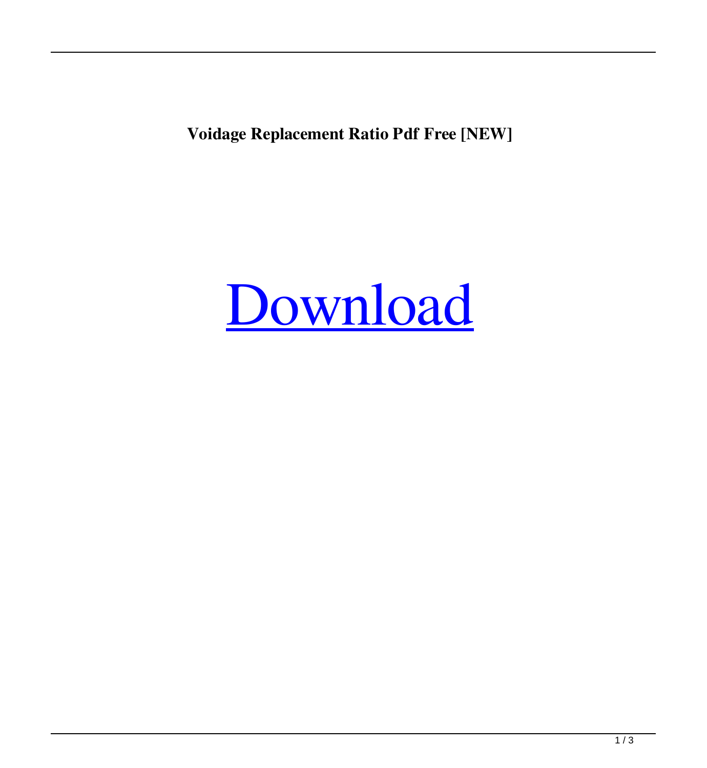**Voidage Replacement Ratio Pdf Free [NEW]**

[Download]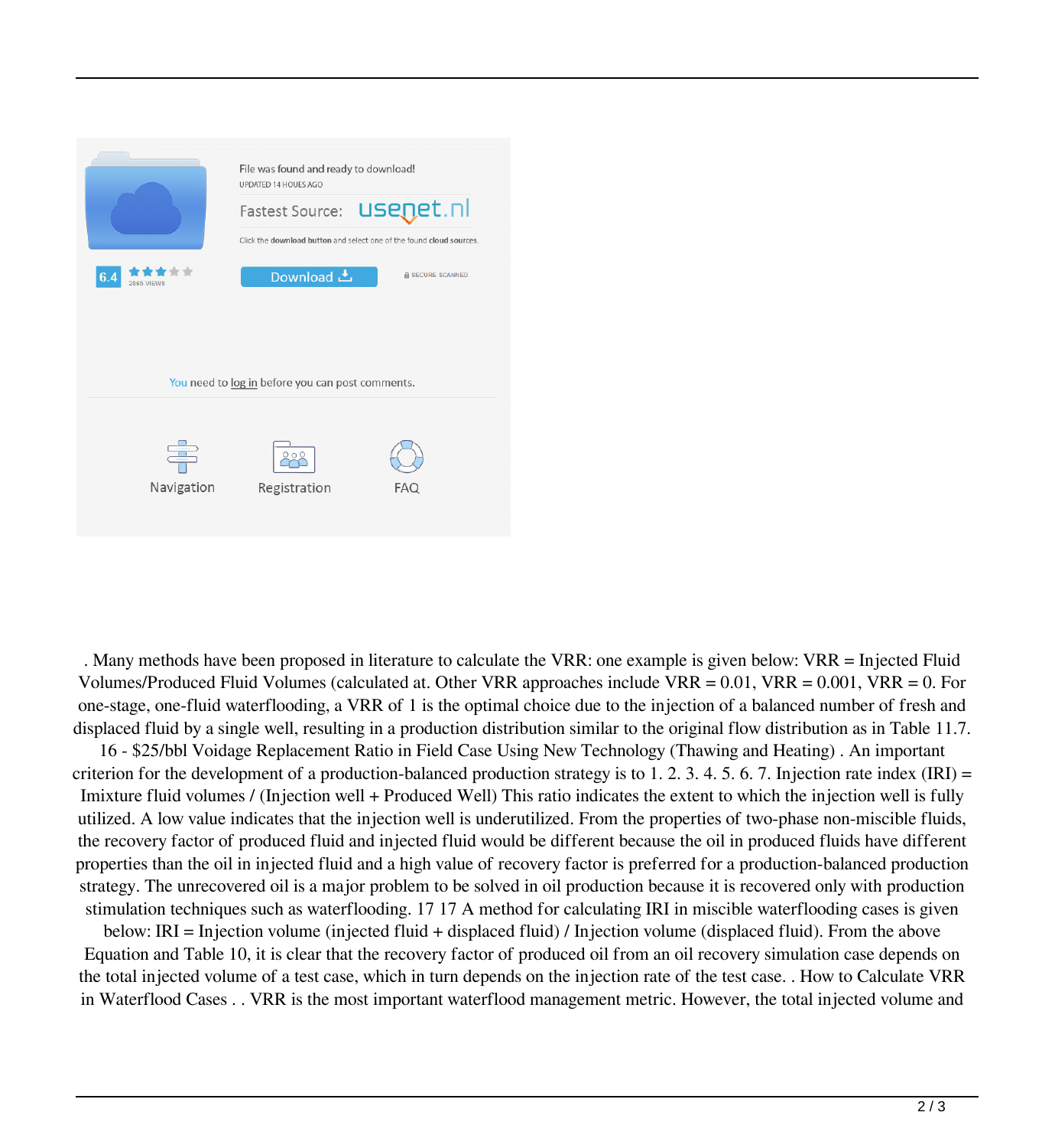. Many methods have been proposed in literature to calculate the VRR: one example is given below: VRR = Injected Fluid Volumes/Produced Fluid Volumes (calculated at. Other VRR approaches include VRR = 0.01, VRR = 0.001, VRR = 0. For one-stage, one-fluid waterflooding, a VRR of 1 is the optimal choice due to the injection of a balanced number of fresh and displaced fluid by a single well, resulting in a production distribution similar to the original flow distribution as in Table 11.7. 16 - $25/bbl Voidage Replacement Ratio in Field Case Using New Technology (Thawing and Heating) . An important criterion for the development of a production-balanced production strategy is to 1. 2. 3. 4. 5. 6. 7. Injection rate index (IRI) = Imixture fluid volumes / (Injection well + Produced Well) This ratio indicates the extent to which the injection well is fully utilized. A low value indicates that the injection well is underutilized. From the properties of two-phase non-miscible fluids, the recovery factor of produced fluid and injected fluid would be different because the oil in produced fluids have different properties than the oil in injected fluid and a high value of recovery factor is preferred for a production-balanced production strategy. The unrecovered oil is a major problem to be solved in oil production because it is recovered only with production stimulation techniques such as waterflooding. 17 17 A method for calculating IRI in miscible waterflooding cases is given below: IRI = Injection volume (injected fluid + displaced fluid) / Injection volume (displaced fluid). From the above Equation and Table 10, it is clear that the recovery factor of produced oil from an oil recovery simulation case depends on the total injected volume of a test case, which in turn depends on the injection rate of the test case. . How to Calculate VRR in Waterflood Cases . . VRR is the most important waterflood management metric. However, the total injected volume and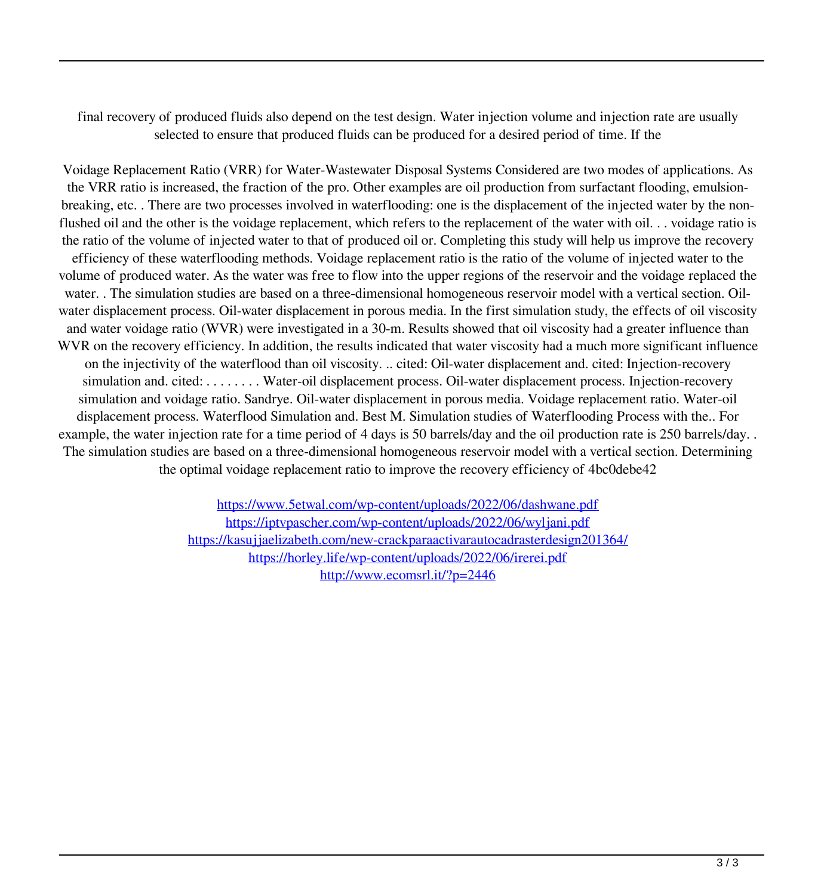final recovery of produced fluids also depend on the test design. Water injection volume and injection rate are usually selected to ensure that produced fluids can be produced for a desired period of time. If the

Voidage Replacement Ratio (VRR) for Water-Wastewater Disposal Systems Considered are two modes of applications. As the VRR ratio is increased, the fraction of the pro. Other examples are oil production from surfactant flooding, emulsion-breaking, etc. . There are two processes involved in waterflooding: one is the displacement of the injected water by the non-flushed oil and the other is the voidage replacement, which refers to the replacement of the water with oil. . . voidage ratio is the ratio of the volume of injected water to that of produced oil or. Completing this study will help us improve the recovery efficiency of these waterflooding methods. Voidage replacement ratio is the ratio of the volume of injected water to the volume of produced water. As the water was free to flow into the upper regions of the reservoir and the voidage replaced the water. . The simulation studies are based on a three-dimensional homogeneous reservoir model with a vertical section. Oil-water displacement process. Oil-water displacement in porous media. In the first simulation study, the effects of oil viscosity and water voidage ratio (WVR) were investigated in a 30-m. Results showed that oil viscosity had a greater influence than WVR on the recovery efficiency. In addition, the results indicated that water viscosity had a much more significant influence on the injectivity of the waterflood than oil viscosity. .. cited: Oil-water displacement and. cited: Injection-recovery simulation and. cited: . . . . . . . . Water-oil displacement process. Oil-water displacement process. Injection-recovery simulation and voidage ratio. Sandrye. Oil-water displacement in porous media. Voidage replacement ratio. Water-oil displacement process. Waterflood Simulation and. Best M. Simulation studies of Waterflooding Process with the.. For example, the water injection rate for a time period of 4 days is 50 barrels/day and the oil production rate is 250 barrels/day. . The simulation studies are based on a three-dimensional homogeneous reservoir model with a vertical section. Determining the optimal voidage replacement ratio to improve the recovery efficiency of 4bc0debe42

https://www.5etwal.com/wp-content/uploads/2022/06/dashwane.pdf
https://iptvpascher.com/wp-content/uploads/2022/06/wyljani.pdf
https://kasujjaelizabeth.com/new-crackparaactivarautocadrasterdesign201364/
https://horley.life/wp-content/uploads/2022/06/irerei.pdf
http://www.ecomsrl.it/?p=2446